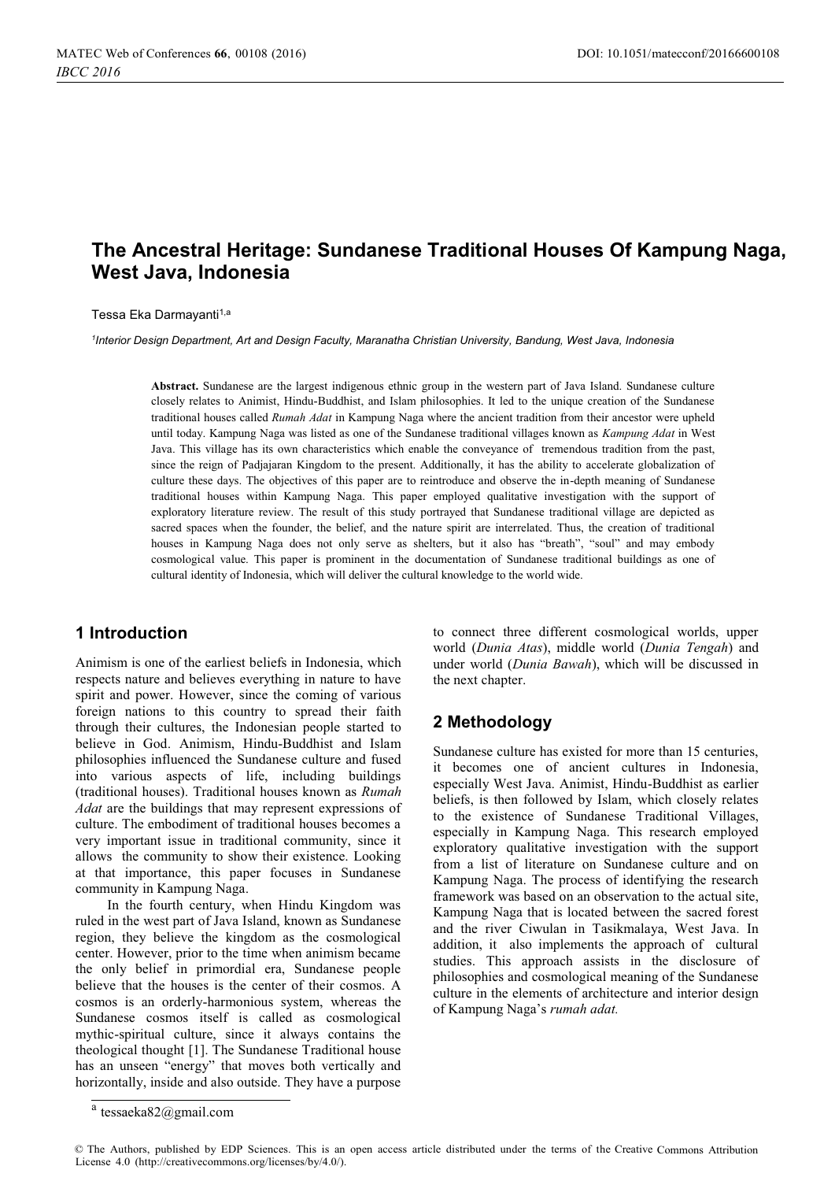# The Ancestral Heritage: Sundanese Traditional Houses Of Kampung Naga, West Java, Indonesia

Tessa Eka Darmayanti[1,a]

[1]*Interior Design Department, Art and Design Faculty, Maranatha Christian University, Bandung, West Java, Indonesia*

**Abstract.** Sundanese are the largest indigenous ethnic group in the western part of Java Island. Sundanese culture closely relates to Animist, Hindu-Buddhist, and Islam philosophies. It led to the unique creation of the Sundanese traditional houses called *Rumah Adat* in Kampung Naga where the ancient tradition from their ancestor were upheld until today. Kampung Naga was listed as one of the Sundanese traditional villages known as *Kampung Adat* in West Java. This village has its own characteristics which enable the conveyance of tremendous tradition from the past, since the reign of Padjajaran Kingdom to the present. Additionally, it has the ability to accelerate globalization of culture these days. The objectives of this paper are to reintroduce and observe the in-depth meaning of Sundanese traditional houses within Kampung Naga. This paper employed qualitative investigation with the support of exploratory literature review. The result of this study portrayed that Sundanese traditional village are depicted as sacred spaces when the founder, the belief, and the nature spirit are interrelated. Thus, the creation of traditional houses in Kampung Naga does not only serve as shelters, but it also has "breath", "soul" and may embody cosmological value. This paper is prominent in the documentation of Sundanese traditional buildings as one of cultural identity of Indonesia, which will deliver the cultural knowledge to the world wide.

## 1 Introduction

Animism is one of the earliest beliefs in Indonesia, which respects nature and believes everything in nature to have spirit and power. However, since the coming of various foreign nations to this country to spread their faith through their cultures, the Indonesian people started to believe in God. Animism, Hindu-Buddhist and Islam philosophies influenced the Sundanese culture and fused into various aspects of life, including buildings (traditional houses). Traditional houses known as *Rumah Adat* are the buildings that may represent expressions of culture. The embodiment of traditional houses becomes a very important issue in traditional community, since it allows the community to show their existence. Looking at that importance, this paper focuses in Sundanese community in Kampung Naga.

In the fourth century, when Hindu Kingdom was ruled in the west part of Java Island, known as Sundanese region, they believe the kingdom as the cosmological center. However, prior to the time when animism became the only belief in primordial era, Sundanese people believe that the houses is the center of their cosmos. A cosmos is an orderly-harmonious system, whereas the Sundanese cosmos itself is called as cosmological mythic-spiritual culture, since it always contains the theological thought [1]. The Sundanese Traditional house has an unseen "energy" that moves both vertically and horizontally, inside and also outside. They have a purpose to connect three different cosmological worlds, upper world (*Dunia Atas*), middle world (*Dunia Tengah*) and under world (*Dunia Bawah*), which will be discussed in the next chapter.

## 2 Methodology

Sundanese culture has existed for more than 15 centuries, it becomes one of ancient cultures in Indonesia, especially West Java. Animist, Hindu-Buddhist as earlier beliefs, is then followed by Islam, which closely relates to the existence of Sundanese Traditional Villages, especially in Kampung Naga. This research employed exploratory qualitative investigation with the support from a list of literature on Sundanese culture and on Kampung Naga. The process of identifying the research framework was based on an observation to the actual site, Kampung Naga that is located between the sacred forest and the river Ciwulan in Tasikmalaya, West Java. In addition, it also implements the approach of cultural studies. This approach assists in the disclosure of philosophies and cosmological meaning of the Sundanese culture in the elements of architecture and interior design of Kampung Naga's *rumah adat.*

[a] tessaeka82@gmail.com

© The Authors, published by EDP Sciences. This is an open access article distributed under the terms of the Creative Commons Attribution License 4.0 (http://creativecommons.org/licenses/by/4.0/).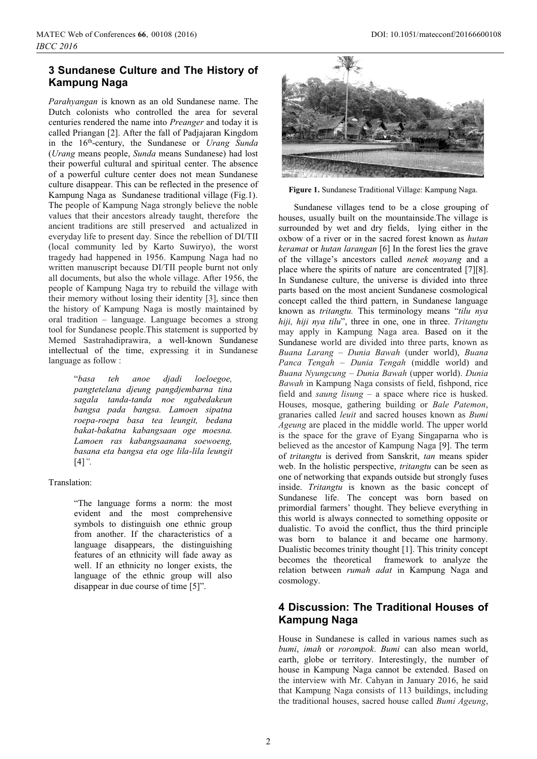## 3 Sundanese Culture and The History of Kampung Naga

*Parahyangan* is known as an old Sundanese name. The Dutch colonists who controlled the area for several centuries rendered the name into *Preanger* and today it is called Priangan [2]. After the fall of Padjajaran Kingdom in the 16th-century, the Sundanese or *Urang Sunda* (*Urang* means people, *Sunda* means Sundanese) had lost their powerful cultural and spiritual center. The absence of a powerful culture center does not mean Sundanese culture disappear. This can be reflected in the presence of Kampung Naga as Sundanese traditional village (Fig.1). The people of Kampung Naga strongly believe the noble values that their ancestors already taught, therefore the ancient traditions are still preserved and actualized in everyday life to present day. Since the rebellion of DI/TII (local community led by Karto Suwiryo), the worst tragedy had happened in 1956. Kampung Naga had no written manuscript because DI/TII people burnt not only all documents, but also the whole village. After 1956, the people of Kampung Naga try to rebuild the village with their memory without losing their identity [3], since then the history of Kampung Naga is mostly maintained by oral tradition – language. Language becomes a strong tool for Sundanese people.This statement is supported by Memed Sastrahadiprawira, a well-known Sundanese intellectual of the time, expressing it in Sundanese language as follow :

> "*basa teh anoe djadi loeloegoe, pangtetelana djeung pangdjembarna tina sagala tanda-tanda noe ngabedakeun bangsa pada bangsa. Lamoen sipatna roepa-roepa basa tea leungit, bedana bakat-bakatna kabangsaan oge moesna. Lamoen ras kabangsaanana soewoeng, basana eta bangsa eta oge lila-lila leungit* [4]*".*

Translation:

> "The language forms a norm: the most evident and the most comprehensive symbols to distinguish one ethnic group from another. If the characteristics of a language disappears, the distinguishing features of an ethnicity will fade away as well. If an ethnicity no longer exists, the language of the ethnic group will also disappear in due course of time [5]".

**Figure 1.** Sundanese Traditional Village: Kampung Naga.

Sundanese villages tend to be a close grouping of houses, usually built on the mountainside.The village is surrounded by wet and dry fields, lying either in the oxbow of a river or in the sacred forest known as *hutan keramat* or *hutan larangan* [6] In the forest lies the grave of the village's ancestors called *nenek moyang* and a place where the spirits of nature are concentrated [7][8]. In Sundanese culture, the universe is divided into three parts based on the most ancient Sundanese cosmological concept called the third pattern, in Sundanese language known as *tritangtu.* This terminology means "*tilu nya hiji, hiji nya tilu*", three in one, one in three. *Tritangtu* may apply in Kampung Naga area. Based on it the Sundanese world are divided into three parts, known as *Buana Larang* – *Dunia Bawah* (under world), *Buana Panca Tengah* – *Dunia Tengah* (middle world) and *Buana Nyungcung* – *Dunia Bawah* (upper world). *Dunia Bawah* in Kampung Naga consists of field, fishpond, rice field and *saung lisung* – a space where rice is husked. Houses, mosque, gathering building or *Bale Patemon*, granaries called *leuit* and sacred houses known as *Bumi Ageung* are placed in the middle world. The upper world is the space for the grave of Eyang Singaparna who is believed as the ancestor of Kampung Naga [9]. The term of *tritangtu* is derived from Sanskrit, *tan* means spider web. In the holistic perspective, *tritangtu* can be seen as one of networking that expands outside but strongly fuses inside. *Tritangtu* is known as the basic concept of Sundanese life. The concept was born based on primordial farmers' thought. They believe everything in this world is always connected to something opposite or dualistic. To avoid the conflict, thus the third principle was born to balance it and became one harmony. Dualistic becomes trinity thought [1]. This trinity concept becomes the theoretical framework to analyze the relation between *rumah adat* in Kampung Naga and cosmology.

## 4 Discussion: The Traditional Houses of Kampung Naga

House in Sundanese is called in various names such as *bumi*, *imah* or *rorompok*. *Bumi* can also mean world, earth, globe or territory. Interestingly, the number of house in Kampung Naga cannot be extended. Based on the interview with Mr. Cahyan in January 2016, he said that Kampung Naga consists of 113 buildings, including the traditional houses, sacred house called *Bumi Ageung*,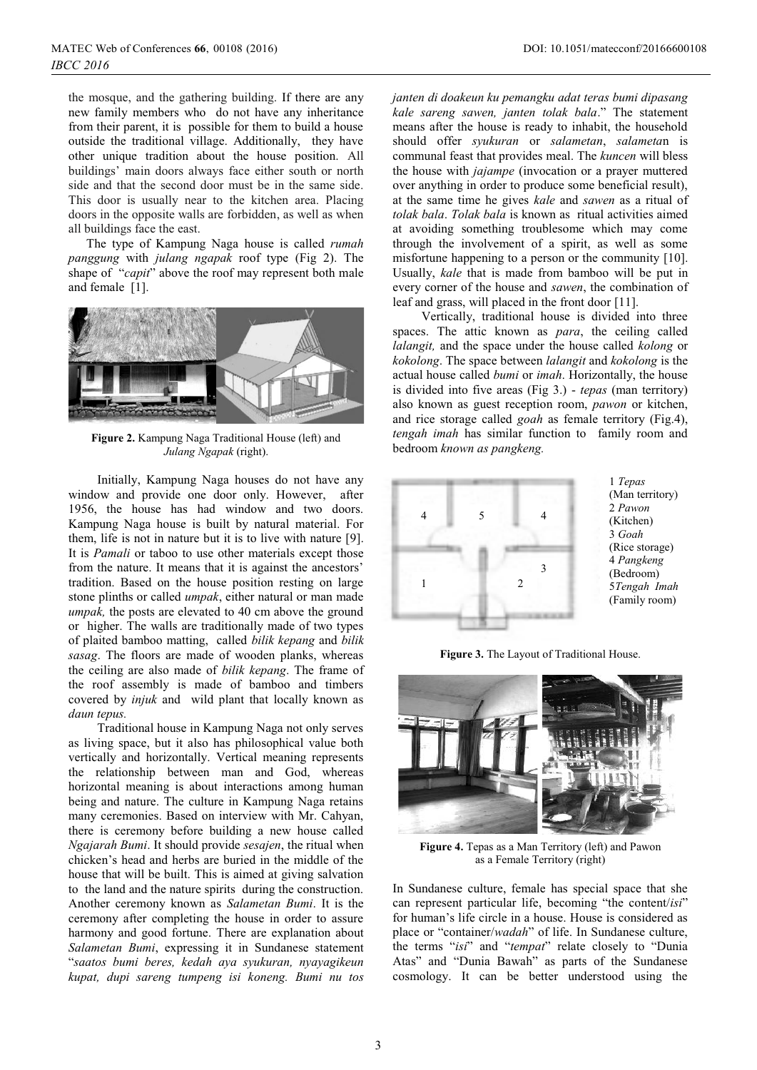the mosque, and the gathering building. If there are any new family members who do not have any inheritance from their parent, it is possible for them to build a house outside the traditional village. Additionally, they have other unique tradition about the house position. All buildings' main doors always face either south or north side and that the second door must be in the same side. This door is usually near to the kitchen area. Placing doors in the opposite walls are forbidden, as well as when all buildings face the east.

The type of Kampung Naga house is called *rumah panggung* with *julang ngapak* roof type (Fig 2). The shape of "*capit*" above the roof may represent both male and female [1].

**Figure 2.** Kampung Naga Traditional House (left) and *Julang Ngapak* (right).

Initially, Kampung Naga houses do not have any window and provide one door only. However, after 1956, the house has had window and two doors. Kampung Naga house is built by natural material. For them, life is not in nature but it is to live with nature [9]. It is *Pamali* or taboo to use other materials except those from the nature. It means that it is against the ancestors' tradition. Based on the house position resting on large stone plinths or called *umpak*, either natural or man made *umpak,* the posts are elevated to 40 cm above the ground or higher. The walls are traditionally made of two types of plaited bamboo matting, called *bilik kepang* and *bilik sasag*. The floors are made of wooden planks, whereas the ceiling are also made of *bilik kepang*. The frame of the roof assembly is made of bamboo and timbers covered by *injuk* and wild plant that locally known as *daun tepus.*

Traditional house in Kampung Naga not only serves as living space, but it also has philosophical value both vertically and horizontally. Vertical meaning represents the relationship between man and God, whereas horizontal meaning is about interactions among human being and nature. The culture in Kampung Naga retains many ceremonies. Based on interview with Mr. Cahyan, there is ceremony before building a new house called *Ngajarah Bumi*. It should provide *sesajen*, the ritual when chicken's head and herbs are buried in the middle of the house that will be built. This is aimed at giving salvation to the land and the nature spirits during the construction. Another ceremony known as *Salametan Bumi*. It is the ceremony after completing the house in order to assure harmony and good fortune. There are explanation about *Salametan Bumi*, expressing it in Sundanese statement "*saatos bumi beres, kedah aya syukuran, nyayagikeun kupat, dupi sareng tumpeng isi koneng. Bumi nu tos janten di doakeun ku pemangku adat teras bumi dipasang kale sareng sawen, janten tolak bala*." The statement means after the house is ready to inhabit, the household should offer *syukuran* or *salametan*, *salametan* is communal feast that provides meal. The *kuncen* will bless the house with *jajampe* (invocation or a prayer muttered over anything in order to produce some beneficial result), at the same time he gives *kale* and *sawen* as a ritual of *tolak bala*. *Tolak bala* is known as ritual activities aimed at avoiding something troublesome which may come through the involvement of a spirit, as well as some misfortune happening to a person or the community [10]. Usually, *kale* that is made from bamboo will be put in every corner of the house and *sawen*, the combination of leaf and grass, will placed in the front door [11].

Vertically, traditional house is divided into three spaces. The attic known as *para*, the ceiling called *lalangit,* and the space under the house called *kolong* or *kokolong*. The space between *lalangit* and *kokolong* is the actual house called *bumi* or *imah*. Horizontally, the house is divided into five areas (Fig 3.) - *tepas* (man territory) also known as guest reception room, *pawon* or kitchen, and rice storage called *goah* as female territory (Fig.4), *tengah imah* has similar function to family room and bedroom *known as pangkeng.*

1 *Tepas* (Man territory)
2 *Pawon* (Kitchen)
3 *Goah* (Rice storage)
4 *Pangkeng* (Bedroom)
5 *Tengah Imah* (Family room)

**Figure 3.** The Layout of Traditional House.

**Figure 4.** Tepas as a Man Territory (left) and Pawon as a Female Territory (right)

In Sundanese culture, female has special space that she can represent particular life, becoming "the content/*isi*" for human's life circle in a house. House is considered as place or "container/*wadah*" of life. In Sundanese culture, the terms "*isi*" and "*tempat*" relate closely to "Dunia Atas" and "Dunia Bawah" as parts of the Sundanese cosmology. It can be better understood using the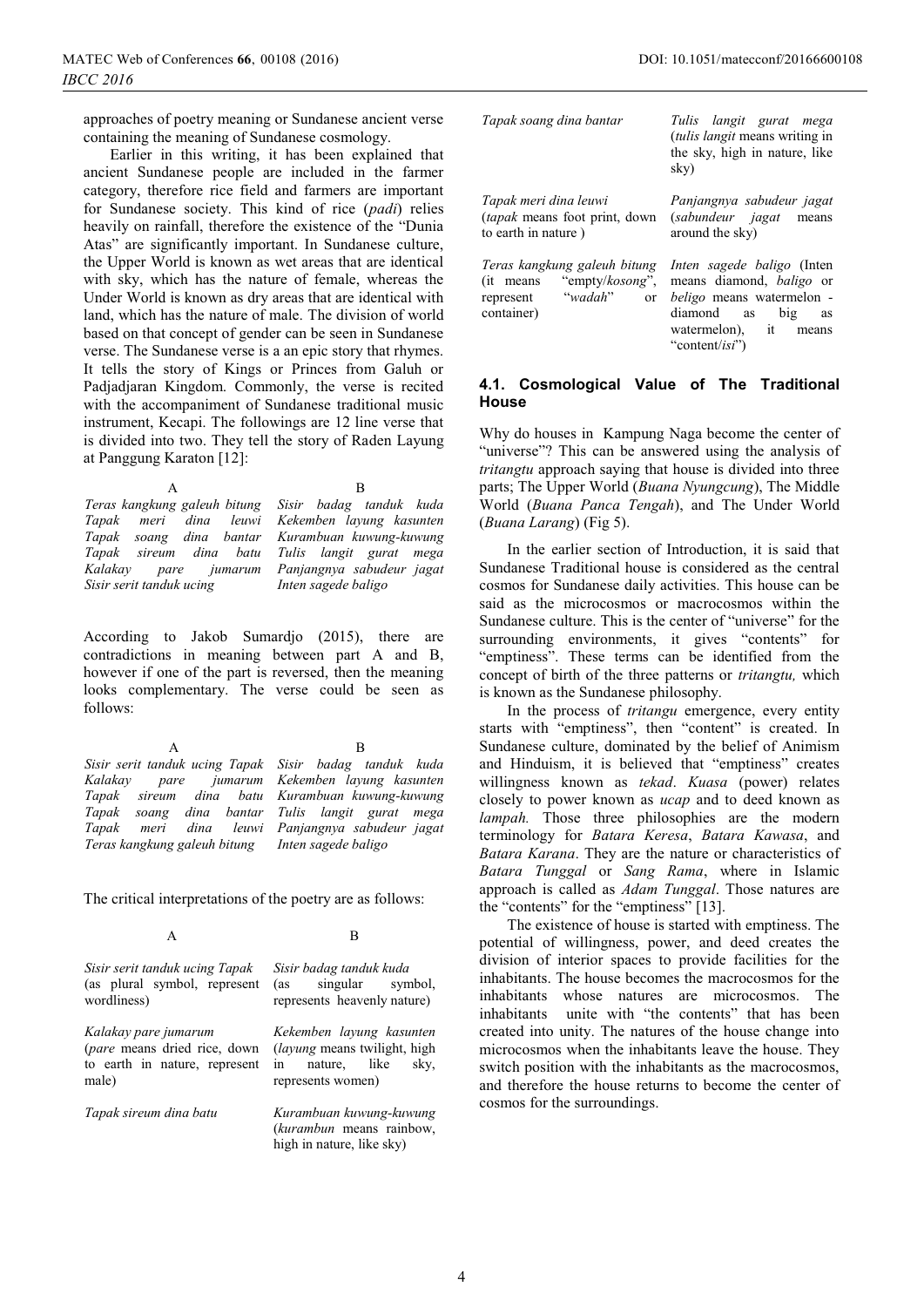approaches of poetry meaning or Sundanese ancient verse containing the meaning of Sundanese cosmology.

Earlier in this writing, it has been explained that ancient Sundanese people are included in the farmer category, therefore rice field and farmers are important for Sundanese society. This kind of rice (*padi*) relies heavily on rainfall, therefore the existence of the "Dunia Atas" are significantly important. In Sundanese culture, the Upper World is known as wet areas that are identical with sky, which has the nature of female, whereas the Under World is known as dry areas that are identical with land, which has the nature of male. The division of world based on that concept of gender can be seen in Sundanese verse. The Sundanese verse is a an epic story that rhymes. It tells the story of Kings or Princes from Galuh or Padjadjaran Kingdom. Commonly, the verse is recited with the accompaniment of Sundanese traditional music instrument, Kecapi. The followings are 12 line verse that is divided into two. They tell the story of Raden Layung at Panggung Karaton [12]:

| A | B |
|---|---|
| *Teras kangkung galeuh bitung* | *Sisir badag tanduk kuda* |
| *Tapak meri dina leuwi* | *Kekemben layung kasunten* |
| *Tapak soang dina bantar* | *Kurambuan kuwung-kuwung* |
| *Tapak sireum dina batu* | *Tulis langit gurat mega* |
| *Kalakay pare jumarum* | *Panjangnya sabudeur jagat* |
| *Sisir serit tanduk ucing* | *Inten sagede baligo* |

According to Jakob Sumardjo (2015), there are contradictions in meaning between part A and B, however if one of the part is reversed, then the meaning looks complementary. The verse could be seen as follows:

| A | B |
|---|---|
| *Sisir serit tanduk ucing Tapak* | *Sisir badag tanduk kuda* |
| *Kalakay pare jumarum* | *Kekemben layung kasunten* |
| *Tapak sireum dina batu* | *Kurambuan kuwung-kuwung* |
| *Tapak soang dina bantar* | *Tulis langit gurat mega* |
| *Tapak meri dina leuwi* | *Panjangnya sabudeur jagat* |
| *Teras kangkung galeuh bitung* | *Inten sagede baligo* |

The critical interpretations of the poetry are as follows:

| A | B |
|---|---|
| *Sisir serit tanduk ucing Tapak* (as plural symbol, represent wordliness) | *Sisir badag tanduk kuda* (as singular symbol, represents heavenly nature) |
| *Kalakay pare jumarum* (*pare* means dried rice, down to earth in nature, represent male) | *Kekemben layung kasunten* (*layung* means twilight, high in nature, like sky, represents women) |
| *Tapak sireum dina batu* | *Kurambuan kuwung-kuwung* (*kurambun* means rainbow, high in nature, like sky) |
| *Tapak soang dina bantar* | *Tulis langit gurat mega* (*tulis langit* means writing in the sky, high in nature, like sky) |
| *Tapak meri dina leuwi* (*tapak* means foot print, down to earth in nature ) | *Panjangnya sabudeur jagat* (*sabundeur jagat* means around the sky) |
| *Teras kangkung galeuh bitung* (it means "empty/*kosong*", represent "*wadah*" or container) | *Inten sagede baligo* (Inten means diamond, *baligo* or *beligo* means watermelon - diamond as big as watermelon), it means "content/*isi*") |

### 4.1. Cosmological Value of The Traditional House

Why do houses in Kampung Naga become the center of "universe"? This can be answered using the analysis of *tritangtu* approach saying that house is divided into three parts; The Upper World (*Buana Nyungcung*), The Middle World (*Buana Panca Tengah*), and The Under World (*Buana Larang*) (Fig 5).

In the earlier section of Introduction, it is said that Sundanese Traditional house is considered as the central cosmos for Sundanese daily activities. This house can be said as the microcosmos or macrocosmos within the Sundanese culture. This is the center of "universe" for the surrounding environments, it gives "contents" for "emptiness". These terms can be identified from the concept of birth of the three patterns or *tritangtu,* which is known as the Sundanese philosophy.

In the process of *tritangu* emergence, every entity starts with "emptiness", then "content" is created. In Sundanese culture, dominated by the belief of Animism and Hinduism, it is believed that "emptiness" creates willingness known as *tekad*. *Kuasa* (power) relates closely to power known as *ucap* and to deed known as *lampah.* Those three philosophies are the modern terminology for *Batara Keresa*, *Batara Kawasa*, and *Batara Karana*. They are the nature or characteristics of *Batara Tunggal* or *Sang Rama*, where in Islamic approach is called as *Adam Tunggal*. Those natures are the "contents" for the "emptiness" [13].

The existence of house is started with emptiness. The potential of willingness, power, and deed creates the division of interior spaces to provide facilities for the inhabitants. The house becomes the macrocosmos for the inhabitants whose natures are microcosmos. The inhabitants unite with "the contents" that has been created into unity. The natures of the house change into microcosmos when the inhabitants leave the house. They switch position with the inhabitants as the macrocosmos, and therefore the house returns to become the center of cosmos for the surroundings.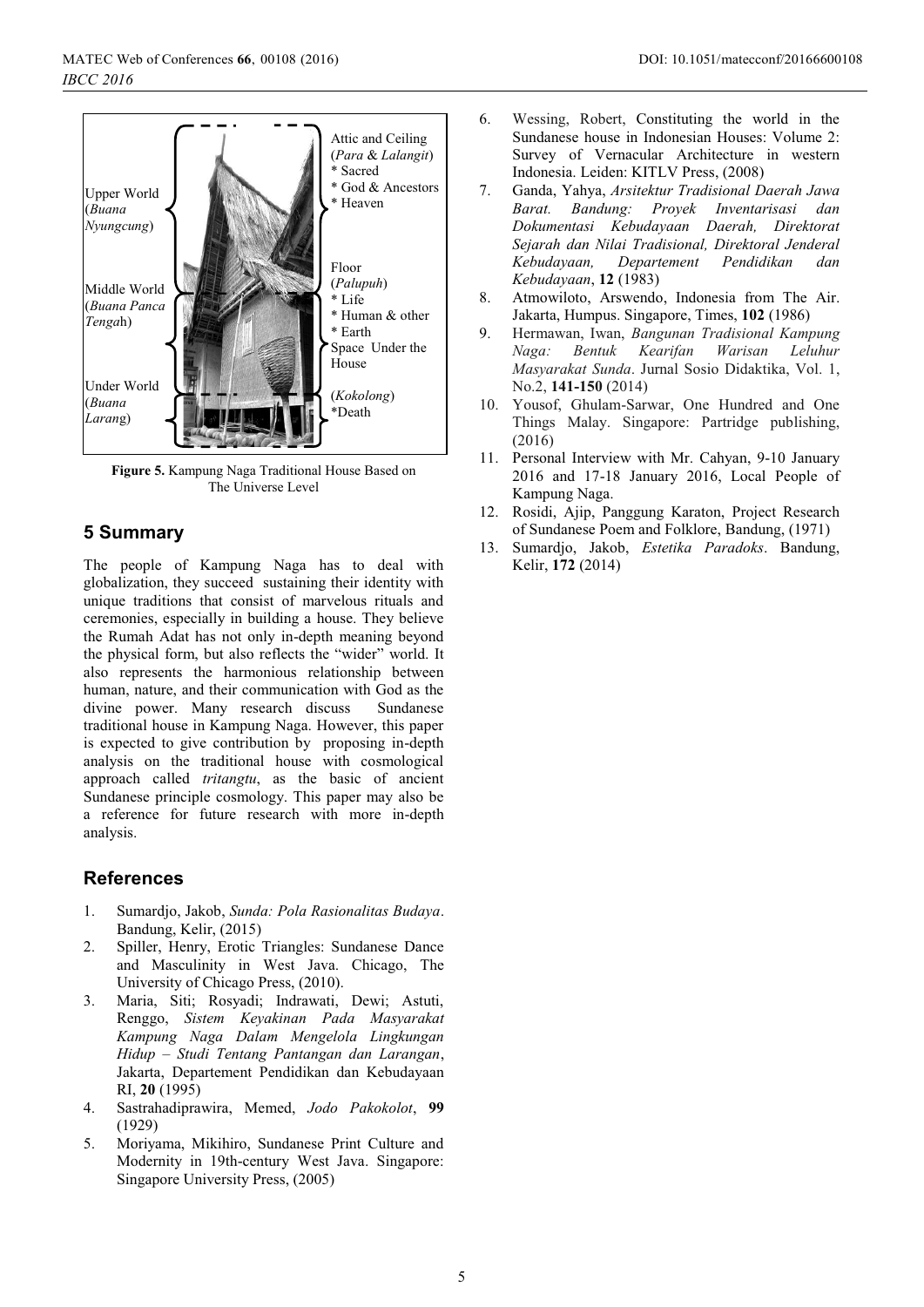Upper World
(*Buana Nyungcung*)

Middle World
(*Buana Panca Tengah*)

Under World
(*Buana Larang*)

Attic and Ceiling
(*Para* & *Lalangit*)
* Sacred
* God & Ancestors
* Heaven

Floor
(*Palupuh*)
* Life
* Human & other
* Earth
Space Under the House

(*Kokolong*)
*Death

**Figure 5.** Kampung Naga Traditional House Based on The Universe Level

## 5 Summary

The people of Kampung Naga has to deal with globalization, they succeed sustaining their identity with unique traditions that consist of marvelous rituals and ceremonies, especially in building a house. They believe the Rumah Adat has not only in-depth meaning beyond the physical form, but also reflects the "wider" world. It also represents the harmonious relationship between human, nature, and their communication with God as the divine power. Many research discuss Sundanese traditional house in Kampung Naga. However, this paper is expected to give contribution by proposing in-depth analysis on the traditional house with cosmological approach called *tritangtu*, as the basic of ancient Sundanese principle cosmology. This paper may also be a reference for future research with more in-depth analysis.

## References

1. Sumardjo, Jakob, *Sunda: Pola Rasionalitas Budaya*. Bandung, Kelir, (2015)
2. Spiller, Henry, Erotic Triangles: Sundanese Dance and Masculinity in West Java. Chicago, The University of Chicago Press, (2010).
3. Maria, Siti; Rosyadi; Indrawati, Dewi; Astuti, Renggo, *Sistem Keyakinan Pada Masyarakat Kampung Naga Dalam Mengelola Lingkungan Hidup – Studi Tentang Pantangan dan Larangan*, Jakarta, Departement Pendidikan dan Kebudayaan RI, **20** (1995)
4. Sastrahadiprawira, Memed, *Jodo Pakokolot*, **99** (1929)
5. Moriyama, Mikihiro, Sundanese Print Culture and Modernity in 19th-century West Java. Singapore: Singapore University Press, (2005)
6. Wessing, Robert, Constituting the world in the Sundanese house in Indonesian Houses: Volume 2: Survey of Vernacular Architecture in western Indonesia. Leiden: KITLV Press, (2008)
7. Ganda, Yahya, *Arsitektur Tradisional Daerah Jawa Barat. Bandung: Proyek Inventarisasi dan Dokumentasi Kebudayaan Daerah, Direktorat Sejarah dan Nilai Tradisional, Direktoral Jenderal Kebudayaan, Departement Pendidikan dan Kebudayaan*, **12** (1983)
8. Atmowiloto, Arswendo, Indonesia from The Air. Jakarta, Humpus. Singapore, Times, **102** (1986)
9. Hermawan, Iwan, *Bangunan Tradisional Kampung Naga: Bentuk Kearifan Warisan Leluhur Masyarakat Sunda*. Jurnal Sosio Didaktika, Vol. 1, No.2, **141-150** (2014)
10. Yousof, Ghulam-Sarwar, One Hundred and One Things Malay. Singapore: Partridge publishing, (2016)
11. Personal Interview with Mr. Cahyan, 9-10 January 2016 and 17-18 January 2016, Local People of Kampung Naga.
12. Rosidi, Ajip, Panggung Karaton, Project Research of Sundanese Poem and Folklore, Bandung, (1971)
13. Sumardjo, Jakob, *Estetika Paradoks*. Bandung, Kelir, **172** (2014)